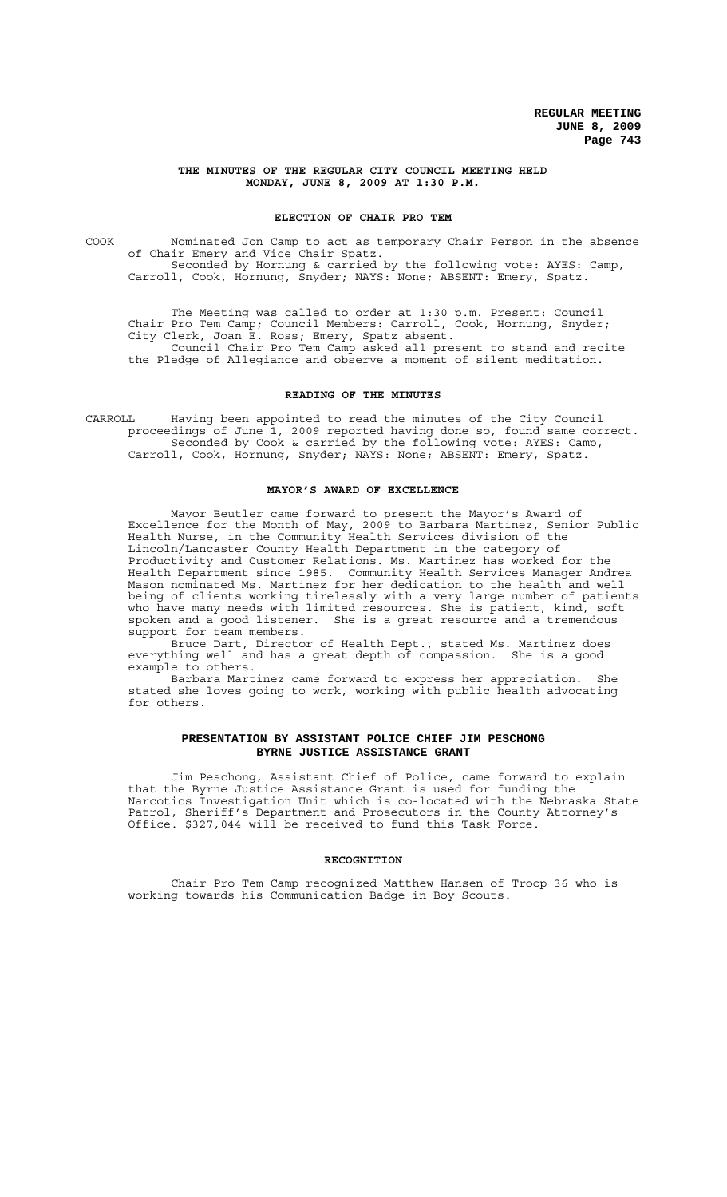**THE MINUTES OF THE REGULAR CITY COUNCIL MEETING HELD MONDAY, JUNE 8, 2009 AT 1:30 P.M.**

## ELECTION OF CHAIR PRO TEM

COOK Nominated Jon Camp to act as temporary Chair Person in the absence of Chair Emery and Vice Chair Spatz.
Seconded by Hornung & carried by the following vote: AYES: Camp, Carroll, Cook, Hornung, Snyder; NAYS: None; ABSENT: Emery, Spatz.

The Meeting was called to order at 1:30 p.m. Present: Council Chair Pro Tem Camp; Council Members: Carroll, Cook, Hornung, Snyder; City Clerk, Joan E. Ross; Emery, Spatz absent.

Council Chair Pro Tem Camp asked all present to stand and recite the Pledge of Allegiance and observe a moment of silent meditation.

## READING OF THE MINUTES

CARROLL Having been appointed to read the minutes of the City Council proceedings of June 1, 2009 reported having done so, found same correct.
Seconded by Cook & carried by the following vote: AYES: Camp, Carroll, Cook, Hornung, Snyder; NAYS: None; ABSENT: Emery, Spatz.

## MAYOR'S AWARD OF EXCELLENCE

Mayor Beutler came forward to present the Mayor's Award of Excellence for the Month of May, 2009 to Barbara Martinez, Senior Public Health Nurse, in the Community Health Services division of the Lincoln/Lancaster County Health Department in the category of Productivity and Customer Relations. Ms. Martinez has worked for the Health Department since 1985. Community Health Services Manager Andrea Mason nominated Ms. Martinez for her dedication to the health and well being of clients working tirelessly with a very large number of patients who have many needs with limited resources. She is patient, kind, soft spoken and a good listener. She is a great resource and a tremendous support for team members.

Bruce Dart, Director of Health Dept., stated Ms. Martinez does everything well and has a great depth of compassion. She is a good example to others.

Barbara Martinez came forward to express her appreciation. She stated she loves going to work, working with public health advocating for others.

## PRESENTATION BY ASSISTANT POLICE CHIEF JIM PESCHONG BYRNE JUSTICE ASSISTANCE GRANT

Jim Peschong, Assistant Chief of Police, came forward to explain that the Byrne Justice Assistance Grant is used for funding the Narcotics Investigation Unit which is co-located with the Nebraska State Patrol, Sheriff's Department and Prosecutors in the County Attorney's Office. $327,044 will be received to fund this Task Force.

## RECOGNITION

Chair Pro Tem Camp recognized Matthew Hansen of Troop 36 who is working towards his Communication Badge in Boy Scouts.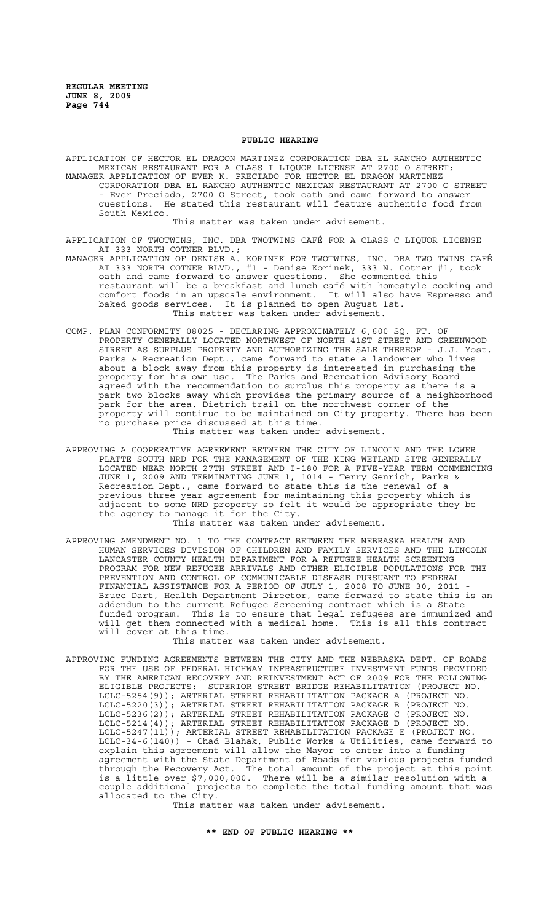## PUBLIC HEARING

APPLICATION OF HECTOR EL DRAGON MARTINEZ CORPORATION DBA EL RANCHO AUTHENTIC MEXICAN RESTAURANT FOR A CLASS I LIQUOR LICENSE AT 2700 O STREET;

MANAGER APPLICATION OF EVER K. PRECIADO FOR HECTOR EL DRAGON MARTINEZ CORPORATION DBA EL RANCHO AUTHENTIC MEXICAN RESTAURANT AT 2700 O STREET - Ever Preciado, 2700 O Street, took oath and came forward to answer questions. He stated this restaurant will feature authentic food from South Mexico.

This matter was taken under advisement.

APPLICATION OF TWOTWINS, INC. DBA TWOTWINS CAFÉ FOR A CLASS C LIQUOR LICENSE AT 333 NORTH COTNER BLVD.;

MANAGER APPLICATION OF DENISE A. KORINEK FOR TWOTWINS, INC. DBA TWO TWINS CAFÉ AT 333 NORTH COTNER BLVD., #1 - Denise Korinek, 333 N. Cotner #1, took oath and came forward to answer questions. She commented this restaurant will be a breakfast and lunch café with homestyle cooking and comfort foods in an upscale environment. It will also have Espresso and baked goods services. It is planned to open August 1st.

This matter was taken under advisement.

COMP. PLAN CONFORMITY 08025 - DECLARING APPROXIMATELY 6,600 SQ. FT. OF PROPERTY GENERALLY LOCATED NORTHWEST OF NORTH 41ST STREET AND GREENWOOD STREET AS SURPLUS PROPERTY AND AUTHORIZING THE SALE THEREOF - J.J. Yost, Parks & Recreation Dept., came forward to state a landowner who lives about a block away from this property is interested in purchasing the property for his own use. The Parks and Recreation Advisory Board agreed with the recommendation to surplus this property as there is a park two blocks away which provides the primary source of a neighborhood park for the area. Dietrich trail on the northwest corner of the property will continue to be maintained on City property. There has been no purchase price discussed at this time.

This matter was taken under advisement.

APPROVING A COOPERATIVE AGREEMENT BETWEEN THE CITY OF LINCOLN AND THE LOWER PLATTE SOUTH NRD FOR THE MANAGEMENT OF THE KING WETLAND SITE GENERALLY LOCATED NEAR NORTH 27TH STREET AND I-180 FOR A FIVE-YEAR TERM COMMENCING JUNE 1, 2009 AND TERMINATING JUNE 1, 1014 - Terry Genrich, Parks & Recreation Dept., came forward to state this is the renewal of a previous three year agreement for maintaining this property which is adjacent to some NRD property so felt it would be appropriate they be the agency to manage it for the City.

This matter was taken under advisement.

APPROVING AMENDMENT NO. 1 TO THE CONTRACT BETWEEN THE NEBRASKA HEALTH AND HUMAN SERVICES DIVISION OF CHILDREN AND FAMILY SERVICES AND THE LINCOLN LANCASTER COUNTY HEALTH DEPARTMENT FOR A REFUGEE HEALTH SCREENING PROGRAM FOR NEW REFUGEE ARRIVALS AND OTHER ELIGIBLE POPULATIONS FOR THE PREVENTION AND CONTROL OF COMMUNICABLE DISEASE PURSUANT TO FEDERAL FINANCIAL ASSISTANCE FOR A PERIOD OF JULY 1, 2008 TO JUNE 30, 2011 - Bruce Dart, Health Department Director, came forward to state this is an addendum to the current Refugee Screening contract which is a State funded program. This is to ensure that legal refugees are immunized and will get them connected with a medical home. This is all this contract will cover at this time.

This matter was taken under advisement.

APPROVING FUNDING AGREEMENTS BETWEEN THE CITY AND THE NEBRASKA DEPT. OF ROADS FOR THE USE OF FEDERAL HIGHWAY INFRASTRUCTURE INVESTMENT FUNDS PROVIDED BY THE AMERICAN RECOVERY AND REINVESTMENT ACT OF 2009 FOR THE FOLLOWING ELIGIBLE PROJECTS: SUPERIOR STREET BRIDGE REHABILITATION (PROJECT NO. LCLC-5254(9)); ARTERIAL STREET REHABILITATION PACKAGE A (PROJECT NO. LCLC-5220(3)); ARTERIAL STREET REHABILITATION PACKAGE B (PROJECT NO. LCLC-5236(2)); ARTERIAL STREET REHABILITATION PACKAGE C (PROJECT NO. LCLC-5214(4)); ARTERIAL STREET REHABILITATION PACKAGE D (PROJECT NO. LCLC-5247(11)); ARTERIAL STREET REHABILITATION PACKAGE E (PROJECT NO. LCLC-34-6(140)) - Chad Blahak, Public Works & Utilities, came forward to explain this agreement will allow the Mayor to enter into a funding agreement with the State Department of Roads for various projects funded through the Recovery Act. The total amount of the project at this point is a little over $7,000,000. There will be a similar resolution with a couple additional projects to complete the total funding amount that was allocated to the City.

This matter was taken under advisement.

**\*\* END OF PUBLIC HEARING \*\***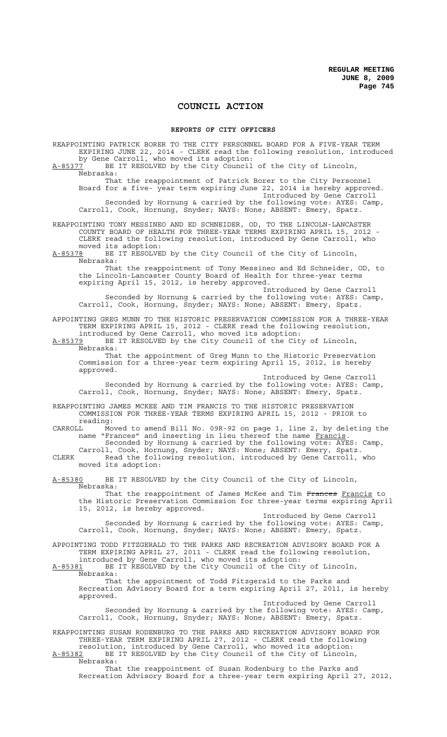# COUNCIL ACTION

## REPORTS OF CITY OFFICERS

REAPPOINTING PATRICK BORER TO THE CITY PERSONNEL BOARD FOR A FIVE-YEAR TERM EXPIRING JUNE 22, 2014 - CLERK read the following resolution, introduced by Gene Carroll, who moved its adoption:

A-85377 BE IT RESOLVED by the City Council of the City of Lincoln, Nebraska:

That the reappointment of Patrick Borer to the City Personnel Board for a five- year term expiring June 22, 2014 is hereby approved.

Introduced by Gene Carroll

Seconded by Hornung & carried by the following vote: AYES: Camp, Carroll, Cook, Hornung, Snyder; NAYS: None; ABSENT: Emery, Spatz.

REAPPOINTING TONY MESSINEO AND ED SCHNEIDER, OD, TO THE LINCOLN-LANCASTER COUNTY BOARD OF HEALTH FOR THREE-YEAR TERMS EXPIRING APRIL 15, 2012 - CLERK read the following resolution, introduced by Gene Carroll, who moved its adoption:

A-85378 BE IT RESOLVED by the City Council of the City of Lincoln, Nebraska:

That the reappointment of Tony Messineo and Ed Schneider, OD, to the Lincoln-Lancaster County Board of Health for three-year terms expiring April 15, 2012, is hereby approved.

Introduced by Gene Carroll

Seconded by Hornung & carried by the following vote: AYES: Camp, Carroll, Cook, Hornung, Snyder; NAYS: None; ABSENT: Emery, Spatz.

APPOINTING GREG MUNN TO THE HISTORIC PRESERVATION COMMISSION FOR A THREE-YEAR TERM EXPIRING APRIL 15, 2012 - CLERK read the following resolution, introduced by Gene Carroll, who moved its adoption:

A-85379 BE IT RESOLVED by the City Council of the City of Lincoln, Nebraska:

That the appointment of Greg Munn to the Historic Preservation Commission for a three-year term expiring April 15, 2012, is hereby approved.

Introduced by Gene Carroll

Seconded by Hornung & carried by the following vote: AYES: Camp, Carroll, Cook, Hornung, Snyder; NAYS: None; ABSENT: Emery, Spatz.

REAPPOINTING JAMES MCKEE AND TIM FRANCIS TO THE HISTORIC PRESERVATION COMMISSION FOR THREE-YEAR TERMS EXPIRING APRIL 15, 2012 - PRIOR to reading:

CARROLL Moved to amend Bill No. 09R-92 on page 1, line 2, by deleting the name "Frances" and inserting in lieu thereof the name Francis.

Seconded by Hornung & carried by the following vote: AYES: Camp, Carroll, Cook, Hornung, Snyder; NAYS: None; ABSENT: Emery, Spatz.

CLERK Read the following resolution, introduced by Gene Carroll, who moved its adoption:

A-85380 BE IT RESOLVED by the City Council of the City of Lincoln, Nebraska:

That the reappointment of James McKee and Tim ~~Frances~~ Francis to the Historic Preservation Commission for three-year terms expiring April 15, 2012, is hereby approved.

Introduced by Gene Carroll

Seconded by Hornung & carried by the following vote: AYES: Camp, Carroll, Cook, Hornung, Snyder; NAYS: None; ABSENT: Emery, Spatz.

APPOINTING TODD FITZGERALD TO THE PARKS AND RECREATION ADVISORY BOARD FOR A TERM EXPIRING APRIL 27, 2011 - CLERK read the following resolution, introduced by Gene Carroll, who moved its adoption:

A-85381 BE IT RESOLVED by the City Council of the City of Lincoln, Nebraska:

That the appointment of Todd Fitzgerald to the Parks and Recreation Advisory Board for a term expiring April 27, 2011, is hereby approved.

Introduced by Gene Carroll

Seconded by Hornung & carried by the following vote: AYES: Camp, Carroll, Cook, Hornung, Snyder; NAYS: None; ABSENT: Emery, Spatz.

REAPPOINTING SUSAN RODENBURG TO THE PARKS AND RECREATION ADVISORY BOARD FOR THREE-YEAR TERM EXPIRING APRIL 27, 2012 - CLERK read the following resolution, introduced by Gene Carroll, who moved its adoption:

A-85382 BE IT RESOLVED by the City Council of the City of Lincoln, Nebraska:

That the reappointment of Susan Rodenburg to the Parks and Recreation Advisory Board for a three-year term expiring April 27, 2012,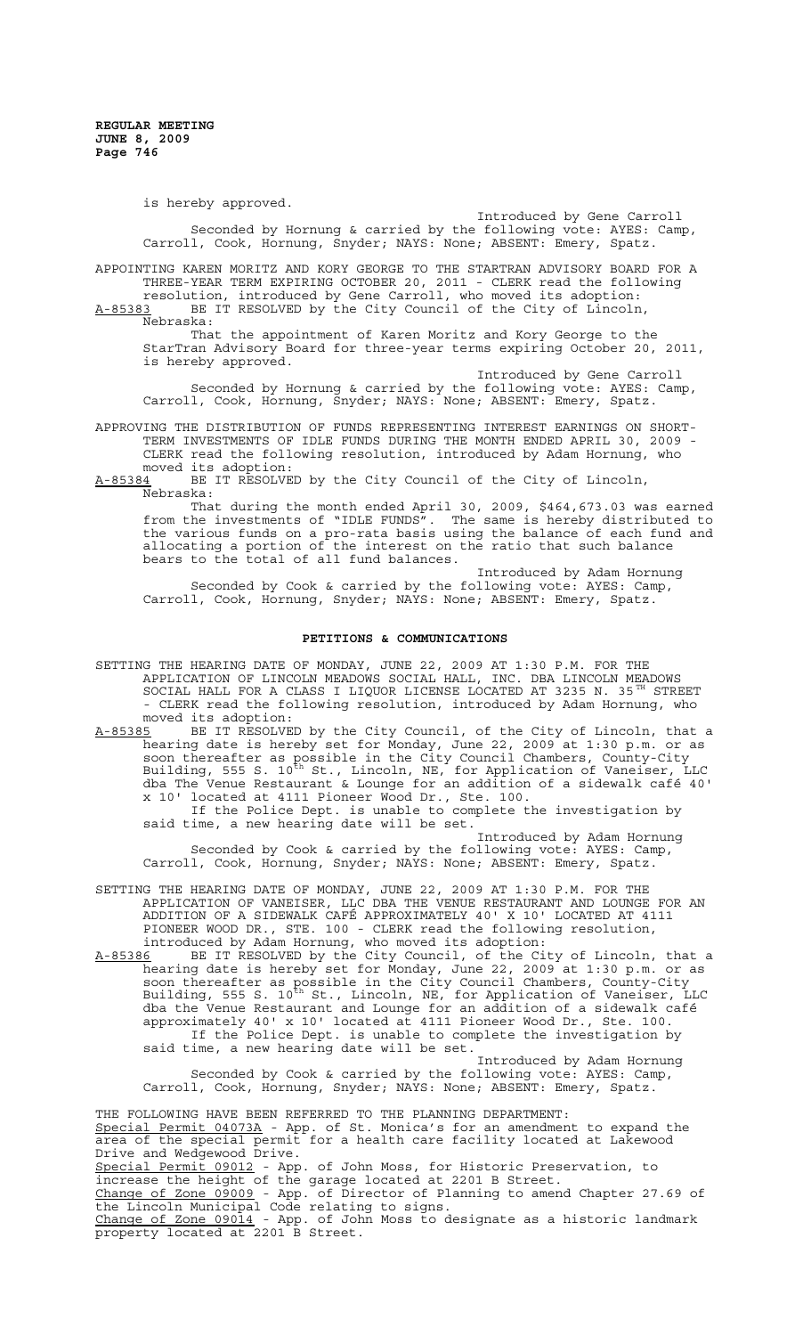is hereby approved.

Introduced by Gene Carroll

Seconded by Hornung & carried by the following vote: AYES: Camp, Carroll, Cook, Hornung, Snyder; NAYS: None; ABSENT: Emery, Spatz.

APPOINTING KAREN MORITZ AND KORY GEORGE TO THE STARTRAN ADVISORY BOARD FOR A THREE-YEAR TERM EXPIRING OCTOBER 20, 2011 - CLERK read the following resolution, introduced by Gene Carroll, who moved its adoption:

A-85383 BE IT RESOLVED by the City Council of the City of Lincoln, Nebraska:

That the appointment of Karen Moritz and Kory George to the StarTran Advisory Board for three-year terms expiring October 20, 2011, is hereby approved.

Introduced by Gene Carroll

Seconded by Hornung & carried by the following vote: AYES: Camp, Carroll, Cook, Hornung, Snyder; NAYS: None; ABSENT: Emery, Spatz.

APPROVING THE DISTRIBUTION OF FUNDS REPRESENTING INTEREST EARNINGS ON SHORT-TERM INVESTMENTS OF IDLE FUNDS DURING THE MONTH ENDED APRIL 30, 2009 - CLERK read the following resolution, introduced by Adam Hornung, who moved its adoption:

A-85384 BE IT RESOLVED by the City Council of the City of Lincoln, Nebraska:

That during the month ended April 30, 2009, $464,673.03 was earned from the investments of "IDLE FUNDS". The same is hereby distributed to the various funds on a pro-rata basis using the balance of each fund and allocating a portion of the interest on the ratio that such balance bears to the total of all fund balances.

Introduced by Adam Hornung

Seconded by Cook & carried by the following vote: AYES: Camp, Carroll, Cook, Hornung, Snyder; NAYS: None; ABSENT: Emery, Spatz.

## PETITIONS & COMMUNICATIONS

SETTING THE HEARING DATE OF MONDAY, JUNE 22, 2009 AT 1:30 P.M. FOR THE APPLICATION OF LINCOLN MEADOWS SOCIAL HALL, INC. DBA LINCOLN MEADOWS SOCIAL HALL FOR A CLASS I LIQUOR LICENSE LOCATED AT 3235 N. 35TH STREET - CLERK read the following resolution, introduced by Adam Hornung, who moved its adoption:

A-85385 BE IT RESOLVED by the City Council, of the City of Lincoln, that a hearing date is hereby set for Monday, June 22, 2009 at 1:30 p.m. or as soon thereafter as possible in the City Council Chambers, County-City Building, 555 S. 10th St., Lincoln, NE, for Application of Vaneiser, LLC dba The Venue Restaurant & Lounge for an addition of a sidewalk café 40' x 10' located at 4111 Pioneer Wood Dr., Ste. 100.

If the Police Dept. is unable to complete the investigation by said time, a new hearing date will be set.

Introduced by Adam Hornung

Seconded by Cook & carried by the following vote: AYES: Camp, Carroll, Cook, Hornung, Snyder; NAYS: None; ABSENT: Emery, Spatz.

SETTING THE HEARING DATE OF MONDAY, JUNE 22, 2009 AT 1:30 P.M. FOR THE APPLICATION OF VANEISER, LLC DBA THE VENUE RESTAURANT AND LOUNGE FOR AN ADDITION OF A SIDEWALK CAFÉ APPROXIMATELY 40' X 10' LOCATED AT 4111 PIONEER WOOD DR., STE. 100 - CLERK read the following resolution, introduced by Adam Hornung, who moved its adoption:

A-85386 BE IT RESOLVED by the City Council, of the City of Lincoln, that a hearing date is hereby set for Monday, June 22, 2009 at 1:30 p.m. or as soon thereafter as possible in the City Council Chambers, County-City Building, 555 S. 10th St., Lincoln, NE, for Application of Vaneiser, LLC dba the Venue Restaurant and Lounge for an addition of a sidewalk café approximately 40' x 10' located at 4111 Pioneer Wood Dr., Ste. 100.

If the Police Dept. is unable to complete the investigation by said time, a new hearing date will be set.

Introduced by Adam Hornung

Seconded by Cook & carried by the following vote: AYES: Camp, Carroll, Cook, Hornung, Snyder; NAYS: None; ABSENT: Emery, Spatz.

THE FOLLOWING HAVE BEEN REFERRED TO THE PLANNING DEPARTMENT:

Special Permit 04073A - App. of St. Monica's for an amendment to expand the area of the special permit for a health care facility located at Lakewood Drive and Wedgewood Drive.

Special Permit 09012 - App. of John Moss, for Historic Preservation, to increase the height of the garage located at 2201 B Street.

Change of Zone 09009 - App. of Director of Planning to amend Chapter 27.69 of the Lincoln Municipal Code relating to signs.

Change of Zone 09014 - App. of John Moss to designate as a historic landmark property located at 2201 B Street.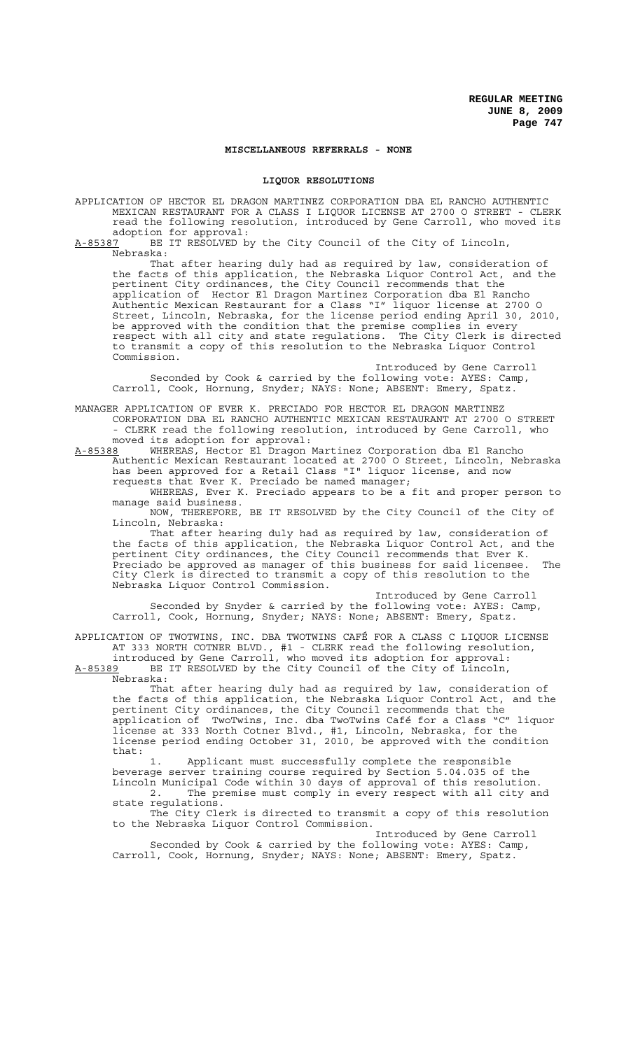## MISCELLANEOUS REFERRALS - NONE

## LIQUOR RESOLUTIONS

APPLICATION OF HECTOR EL DRAGON MARTINEZ CORPORATION DBA EL RANCHO AUTHENTIC MEXICAN RESTAURANT FOR A CLASS I LIQUOR LICENSE AT 2700 O STREET - CLERK read the following resolution, introduced by Gene Carroll, who moved its adoption for approval:

A-85387 BE IT RESOLVED by the City Council of the City of Lincoln, Nebraska:

That after hearing duly had as required by law, consideration of the facts of this application, the Nebraska Liquor Control Act, and the pertinent City ordinances, the City Council recommends that the application of Hector El Dragon Martinez Corporation dba El Rancho Authentic Mexican Restaurant for a Class "I" liquor license at 2700 O Street, Lincoln, Nebraska, for the license period ending April 30, 2010, be approved with the condition that the premise complies in every respect with all city and state regulations. The City Clerk is directed to transmit a copy of this resolution to the Nebraska Liquor Control Commission.

Introduced by Gene Carroll

Seconded by Cook & carried by the following vote: AYES: Camp, Carroll, Cook, Hornung, Snyder; NAYS: None; ABSENT: Emery, Spatz.

MANAGER APPLICATION OF EVER K. PRECIADO FOR HECTOR EL DRAGON MARTINEZ CORPORATION DBA EL RANCHO AUTHENTIC MEXICAN RESTAURANT AT 2700 O STREET - CLERK read the following resolution, introduced by Gene Carroll, who moved its adoption for approval:

A-85388 WHEREAS, Hector El Dragon Martinez Corporation dba El Rancho Authentic Mexican Restaurant located at 2700 O Street, Lincoln, Nebraska has been approved for a Retail Class "I" liquor license, and now requests that Ever K. Preciado be named manager;

WHEREAS, Ever K. Preciado appears to be a fit and proper person to manage said business.

NOW, THEREFORE, BE IT RESOLVED by the City Council of the City of Lincoln, Nebraska:

That after hearing duly had as required by law, consideration of the facts of this application, the Nebraska Liquor Control Act, and the pertinent City ordinances, the City Council recommends that Ever K. Preciado be approved as manager of this business for said licensee. The City Clerk is directed to transmit a copy of this resolution to the Nebraska Liquor Control Commission.

Introduced by Gene Carroll

Seconded by Snyder & carried by the following vote: AYES: Camp, Carroll, Cook, Hornung, Snyder; NAYS: None; ABSENT: Emery, Spatz.

APPLICATION OF TWOTWINS, INC. DBA TWOTWINS CAFÉ FOR A CLASS C LIQUOR LICENSE AT 333 NORTH COTNER BLVD., #1 - CLERK read the following resolution, introduced by Gene Carroll, who moved its adoption for approval:

A-85389 BE IT RESOLVED by the City Council of the City of Lincoln, Nebraska:

That after hearing duly had as required by law, consideration of the facts of this application, the Nebraska Liquor Control Act, and the pertinent City ordinances, the City Council recommends that the application of TwoTwins, Inc. dba TwoTwins Café for a Class "C" liquor license at 333 North Cotner Blvd., #1, Lincoln, Nebraska, for the license period ending October 31, 2010, be approved with the condition that:

1. Applicant must successfully complete the responsible beverage server training course required by Section 5.04.035 of the Lincoln Municipal Code within 30 days of approval of this resolution.
2. The premise must comply in every respect with all city and state regulations.

The City Clerk is directed to transmit a copy of this resolution to the Nebraska Liquor Control Commission.

Introduced by Gene Carroll

Seconded by Cook & carried by the following vote: AYES: Camp, Carroll, Cook, Hornung, Snyder; NAYS: None; ABSENT: Emery, Spatz.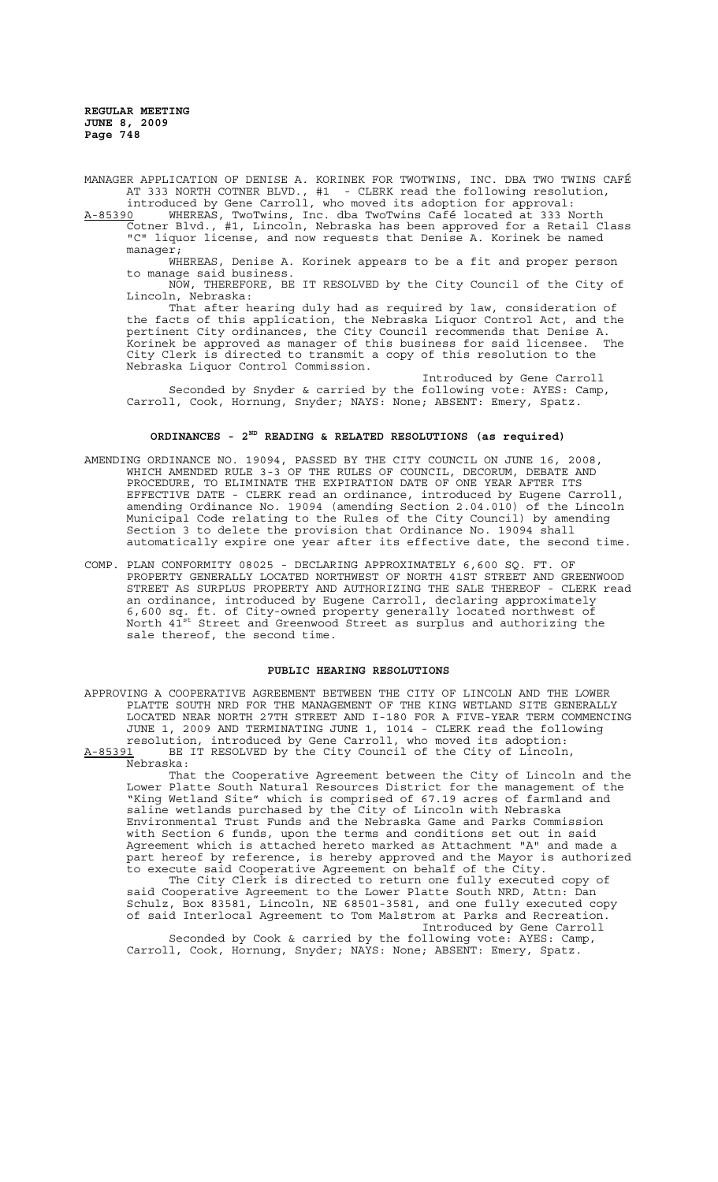MANAGER APPLICATION OF DENISE A. KORINEK FOR TWOTWINS, INC. DBA TWO TWINS CAFÉ AT 333 NORTH COTNER BLVD., #1 - CLERK read the following resolution, introduced by Gene Carroll, who moved its adoption for approval:

A-85390 WHEREAS, TwoTwins, Inc. dba TwoTwins Café located at 333 North Cotner Blvd., #1, Lincoln, Nebraska has been approved for a Retail Class "C" liquor license, and now requests that Denise A. Korinek be named manager;

WHEREAS, Denise A. Korinek appears to be a fit and proper person to manage said business.

NOW, THEREFORE, BE IT RESOLVED by the City Council of the City of Lincoln, Nebraska:

That after hearing duly had as required by law, consideration of the facts of this application, the Nebraska Liquor Control Act, and the pertinent City ordinances, the City Council recommends that Denise A. Korinek be approved as manager of this business for said licensee. The City Clerk is directed to transmit a copy of this resolution to the Nebraska Liquor Control Commission.

Introduced by Gene Carroll

Seconded by Snyder & carried by the following vote: AYES: Camp, Carroll, Cook, Hornung, Snyder; NAYS: None; ABSENT: Emery, Spatz.

## ORDINANCES - 2ND READING & RELATED RESOLUTIONS (as required)

AMENDING ORDINANCE NO. 19094, PASSED BY THE CITY COUNCIL ON JUNE 16, 2008, WHICH AMENDED RULE 3-3 OF THE RULES OF COUNCIL, DECORUM, DEBATE AND PROCEDURE, TO ELIMINATE THE EXPIRATION DATE OF ONE YEAR AFTER ITS EFFECTIVE DATE - CLERK read an ordinance, introduced by Eugene Carroll, amending Ordinance No. 19094 (amending Section 2.04.010) of the Lincoln Municipal Code relating to the Rules of the City Council) by amending Section 3 to delete the provision that Ordinance No. 19094 shall automatically expire one year after its effective date, the second time.

COMP. PLAN CONFORMITY 08025 - DECLARING APPROXIMATELY 6,600 SQ. FT. OF PROPERTY GENERALLY LOCATED NORTHWEST OF NORTH 41ST STREET AND GREENWOOD STREET AS SURPLUS PROPERTY AND AUTHORIZING THE SALE THEREOF - CLERK read an ordinance, introduced by Eugene Carroll, declaring approximately 6,600 sq. ft. of City-owned property generally located northwest of North 41st Street and Greenwood Street as surplus and authorizing the sale thereof, the second time.

## PUBLIC HEARING RESOLUTIONS

APPROVING A COOPERATIVE AGREEMENT BETWEEN THE CITY OF LINCOLN AND THE LOWER PLATTE SOUTH NRD FOR THE MANAGEMENT OF THE KING WETLAND SITE GENERALLY LOCATED NEAR NORTH 27TH STREET AND I-180 FOR A FIVE-YEAR TERM COMMENCING JUNE 1, 2009 AND TERMINATING JUNE 1, 1014 - CLERK read the following resolution, introduced by Gene Carroll, who moved its adoption:

A-85391 BE IT RESOLVED by the City Council of the City of Lincoln, Nebraska:

That the Cooperative Agreement between the City of Lincoln and the Lower Platte South Natural Resources District for the management of the "King Wetland Site" which is comprised of 67.19 acres of farmland and saline wetlands purchased by the City of Lincoln with Nebraska Environmental Trust Funds and the Nebraska Game and Parks Commission with Section 6 funds, upon the terms and conditions set out in said Agreement which is attached hereto marked as Attachment "A" and made a part hereof by reference, is hereby approved and the Mayor is authorized to execute said Cooperative Agreement on behalf of the City.

The City Clerk is directed to return one fully executed copy of said Cooperative Agreement to the Lower Platte South NRD, Attn: Dan Schulz, Box 83581, Lincoln, NE 68501-3581, and one fully executed copy of said Interlocal Agreement to Tom Malstrom at Parks and Recreation.

Introduced by Gene Carroll

Seconded by Cook & carried by the following vote: AYES: Camp, Carroll, Cook, Hornung, Snyder; NAYS: None; ABSENT: Emery, Spatz.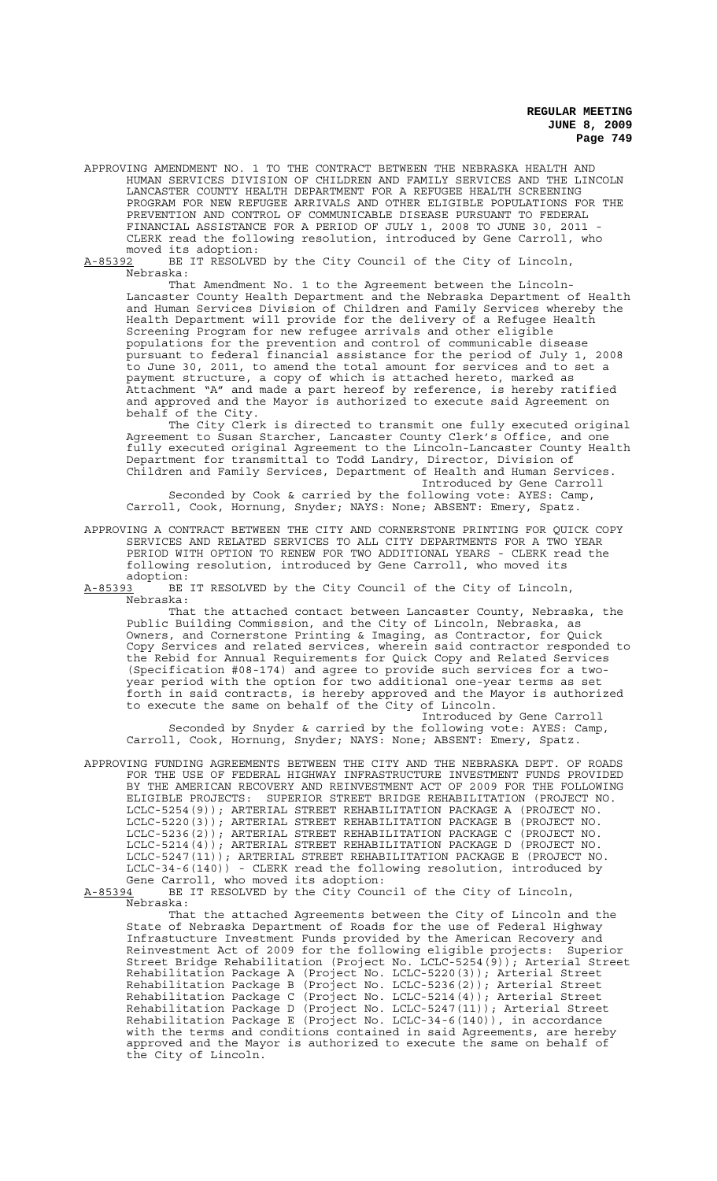APPROVING AMENDMENT NO. 1 TO THE CONTRACT BETWEEN THE NEBRASKA HEALTH AND HUMAN SERVICES DIVISION OF CHILDREN AND FAMILY SERVICES AND THE LINCOLN LANCASTER COUNTY HEALTH DEPARTMENT FOR A REFUGEE HEALTH SCREENING PROGRAM FOR NEW REFUGEE ARRIVALS AND OTHER ELIGIBLE POPULATIONS FOR THE PREVENTION AND CONTROL OF COMMUNICABLE DISEASE PURSUANT TO FEDERAL FINANCIAL ASSISTANCE FOR A PERIOD OF JULY 1, 2008 TO JUNE 30, 2011 - CLERK read the following resolution, introduced by Gene Carroll, who moved its adoption:

A-85392 BE IT RESOLVED by the City Council of the City of Lincoln, Nebraska:

That Amendment No. 1 to the Agreement between the Lincoln-Lancaster County Health Department and the Nebraska Department of Health and Human Services Division of Children and Family Services whereby the Health Department will provide for the delivery of a Refugee Health Screening Program for new refugee arrivals and other eligible populations for the prevention and control of communicable disease pursuant to federal financial assistance for the period of July 1, 2008 to June 30, 2011, to amend the total amount for services and to set a payment structure, a copy of which is attached hereto, marked as Attachment "A" and made a part hereof by reference, is hereby ratified and approved and the Mayor is authorized to execute said Agreement on behalf of the City.

The City Clerk is directed to transmit one fully executed original Agreement to Susan Starcher, Lancaster County Clerk's Office, and one fully executed original Agreement to the Lincoln-Lancaster County Health Department for transmittal to Todd Landry, Director, Division of Children and Family Services, Department of Health and Human Services.

Introduced by Gene Carroll

Seconded by Cook & carried by the following vote: AYES: Camp, Carroll, Cook, Hornung, Snyder; NAYS: None; ABSENT: Emery, Spatz.

APPROVING A CONTRACT BETWEEN THE CITY AND CORNERSTONE PRINTING FOR QUICK COPY SERVICES AND RELATED SERVICES TO ALL CITY DEPARTMENTS FOR A TWO YEAR PERIOD WITH OPTION TO RENEW FOR TWO ADDITIONAL YEARS - CLERK read the following resolution, introduced by Gene Carroll, who moved its adoption:

A-85393 BE IT RESOLVED by the City Council of the City of Lincoln, Nebraska:

That the attached contact between Lancaster County, Nebraska, the Public Building Commission, and the City of Lincoln, Nebraska, as Owners, and Cornerstone Printing & Imaging, as Contractor, for Quick Copy Services and related services, wherein said contractor responded to the Rebid for Annual Requirements for Quick Copy and Related Services (Specification #08-174) and agree to provide such services for a two-year period with the option for two additional one-year terms as set forth in said contracts, is hereby approved and the Mayor is authorized to execute the same on behalf of the City of Lincoln.

Introduced by Gene Carroll

Seconded by Snyder & carried by the following vote: AYES: Camp, Carroll, Cook, Hornung, Snyder; NAYS: None; ABSENT: Emery, Spatz.

APPROVING FUNDING AGREEMENTS BETWEEN THE CITY AND THE NEBRASKA DEPT. OF ROADS FOR THE USE OF FEDERAL HIGHWAY INFRASTRUCTURE INVESTMENT FUNDS PROVIDED BY THE AMERICAN RECOVERY AND REINVESTMENT ACT OF 2009 FOR THE FOLLOWING ELIGIBLE PROJECTS: SUPERIOR STREET BRIDGE REHABILITATION (PROJECT NO. LCLC-5254(9)); ARTERIAL STREET REHABILITATION PACKAGE A (PROJECT NO. LCLC-5220(3)); ARTERIAL STREET REHABILITATION PACKAGE B (PROJECT NO. LCLC-5236(2)); ARTERIAL STREET REHABILITATION PACKAGE C (PROJECT NO. LCLC-5214(4)); ARTERIAL STREET REHABILITATION PACKAGE D (PROJECT NO. LCLC-5247(11)); ARTERIAL STREET REHABILITATION PACKAGE E (PROJECT NO. LCLC-34-6(140)) - CLERK read the following resolution, introduced by Gene Carroll, who moved its adoption:

A-85394 BE IT RESOLVED by the City Council of the City of Lincoln, Nebraska:

That the attached Agreements between the City of Lincoln and the State of Nebraska Department of Roads for the use of Federal Highway Infrastucture Investment Funds provided by the American Recovery and Reinvestment Act of 2009 for the following eligible projects: Superior Street Bridge Rehabilitation (Project No. LCLC-5254(9)); Arterial Street Rehabilitation Package A (Project No. LCLC-5220(3)); Arterial Street Rehabilitation Package B (Project No. LCLC-5236(2)); Arterial Street Rehabilitation Package C (Project No. LCLC-5214(4)); Arterial Street Rehabilitation Package D (Project No. LCLC-5247(11)); Arterial Street Rehabilitation Package E (Project No. LCLC-34-6(140)), in accordance with the terms and conditions contained in said Agreements, are hereby approved and the Mayor is authorized to execute the same on behalf of the City of Lincoln.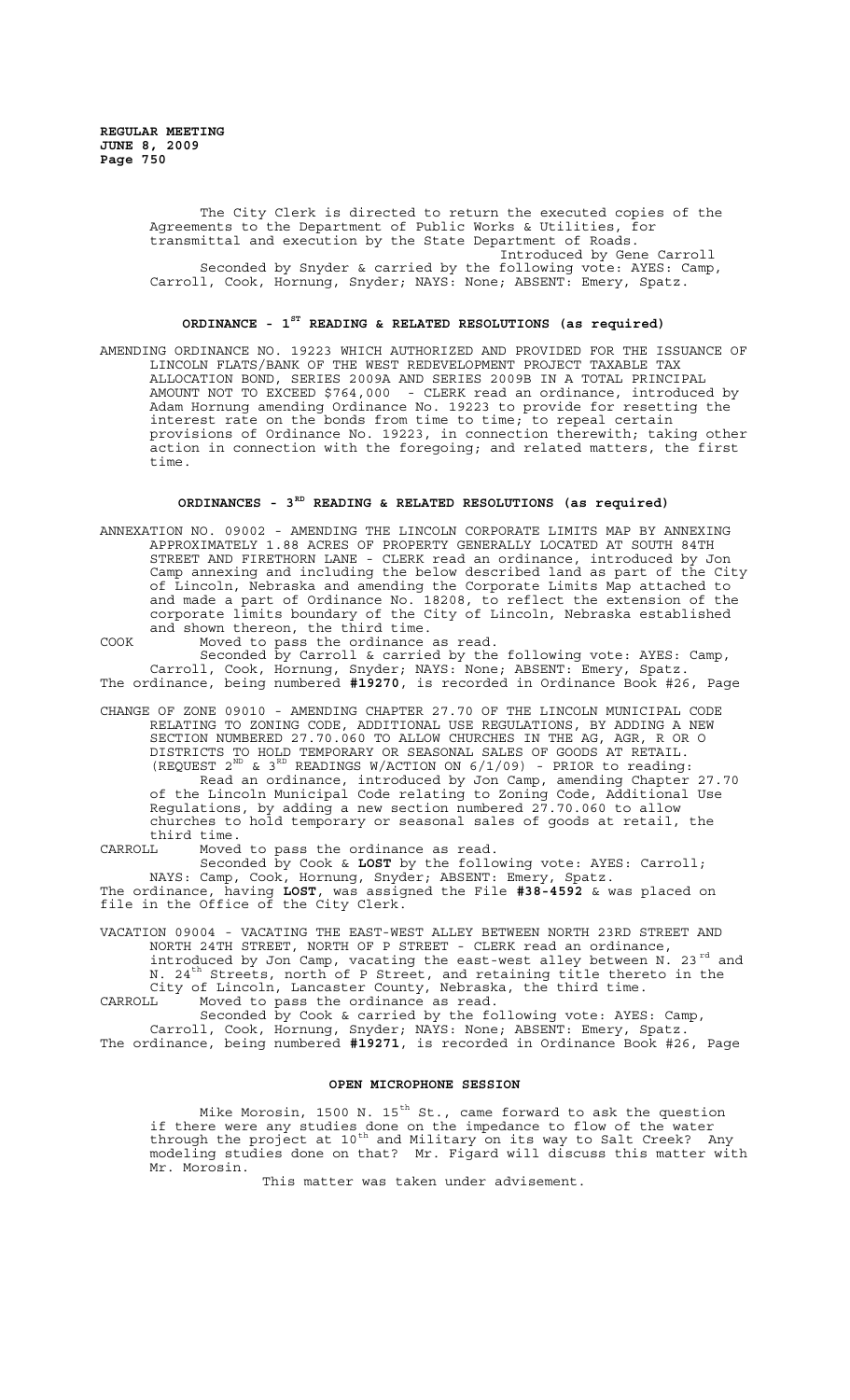The City Clerk is directed to return the executed copies of the Agreements to the Department of Public Works & Utilities, for transmittal and execution by the State Department of Roads.

Introduced by Gene Carroll

Seconded by Snyder & carried by the following vote: AYES: Camp, Carroll, Cook, Hornung, Snyder; NAYS: None; ABSENT: Emery, Spatz.

## ORDINANCE - 1ST READING & RELATED RESOLUTIONS (as required)

AMENDING ORDINANCE NO. 19223 WHICH AUTHORIZED AND PROVIDED FOR THE ISSUANCE OF LINCOLN FLATS/BANK OF THE WEST REDEVELOPMENT PROJECT TAXABLE TAX ALLOCATION BOND, SERIES 2009A AND SERIES 2009B IN A TOTAL PRINCIPAL AMOUNT NOT TO EXCEED $764,000 - CLERK read an ordinance, introduced by Adam Hornung amending Ordinance No. 19223 to provide for resetting the interest rate on the bonds from time to time; to repeal certain provisions of Ordinance No. 19223, in connection therewith; taking other action in connection with the foregoing; and related matters, the first time.

## ORDINANCES - 3RD READING & RELATED RESOLUTIONS (as required)

ANNEXATION NO. 09002 - AMENDING THE LINCOLN CORPORATE LIMITS MAP BY ANNEXING APPROXIMATELY 1.88 ACRES OF PROPERTY GENERALLY LOCATED AT SOUTH 84TH STREET AND FIRETHORN LANE - CLERK read an ordinance, introduced by Jon Camp annexing and including the below described land as part of the City of Lincoln, Nebraska and amending the Corporate Limits Map attached to and made a part of Ordinance No. 18208, to reflect the extension of the corporate limits boundary of the City of Lincoln, Nebraska established and shown thereon, the third time.

COOK Moved to pass the ordinance as read.

Seconded by Carroll & carried by the following vote: AYES: Camp, Carroll, Cook, Hornung, Snyder; NAYS: None; ABSENT: Emery, Spatz.

The ordinance, being numbered **#19270**, is recorded in Ordinance Book #26, Page

CHANGE OF ZONE 09010 - AMENDING CHAPTER 27.70 OF THE LINCOLN MUNICIPAL CODE RELATING TO ZONING CODE, ADDITIONAL USE REGULATIONS, BY ADDING A NEW SECTION NUMBERED 27.70.060 TO ALLOW CHURCHES IN THE AG, AGR, R OR O DISTRICTS TO HOLD TEMPORARY OR SEASONAL SALES OF GOODS AT RETAIL. (REQUEST 2ND & 3RD READINGS W/ACTION ON 6/1/09) - PRIOR to reading:

Read an ordinance, introduced by Jon Camp, amending Chapter 27.70 of the Lincoln Municipal Code relating to Zoning Code, Additional Use Regulations, by adding a new section numbered 27.70.060 to allow churches to hold temporary or seasonal sales of goods at retail, the third time.

CARROLL Moved to pass the ordinance as read.

Seconded by Cook & **LOST** by the following vote: AYES: Carroll; NAYS: Camp, Cook, Hornung, Snyder; ABSENT: Emery, Spatz.

The ordinance, having **LOST**, was assigned the File **#38-4592** & was placed on file in the Office of the City Clerk.

VACATION 09004 - VACATING THE EAST-WEST ALLEY BETWEEN NORTH 23RD STREET AND NORTH 24TH STREET, NORTH OF P STREET - CLERK read an ordinance, introduced by Jon Camp, vacating the east-west alley between N. 23rd and N. 24th Streets, north of P Street, and retaining title thereto in the City of Lincoln, Lancaster County, Nebraska, the third time.

CARROLL Moved to pass the ordinance as read.

Seconded by Cook & carried by the following vote: AYES: Camp, Carroll, Cook, Hornung, Snyder; NAYS: None; ABSENT: Emery, Spatz.

The ordinance, being numbered **#19271**, is recorded in Ordinance Book #26, Page

## OPEN MICROPHONE SESSION

Mike Morosin, 1500 N. 15th St., came forward to ask the question if there were any studies done on the impedance to flow of the water through the project at 10th and Military on its way to Salt Creek? Any modeling studies done on that? Mr. Figard will discuss this matter with Mr. Morosin.

This matter was taken under advisement.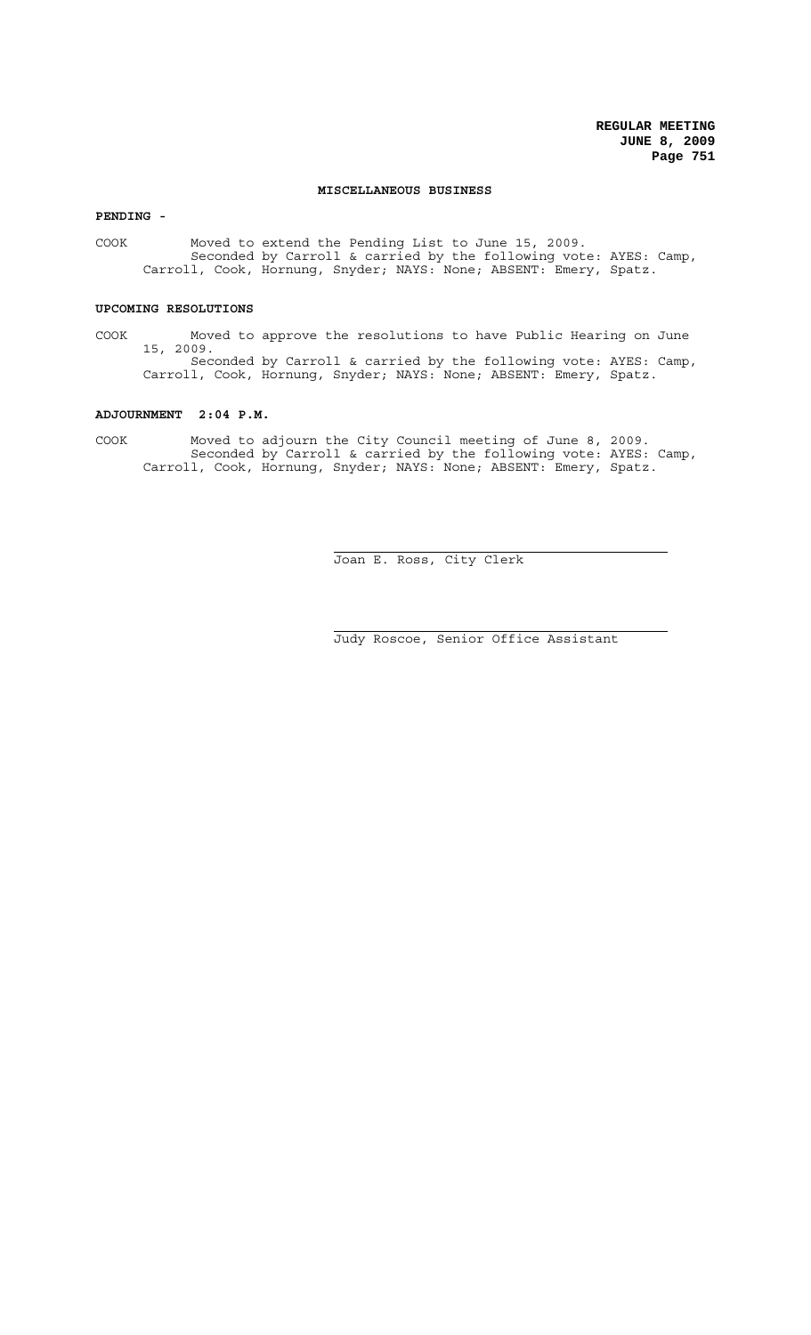## MISCELLANEOUS BUSINESS

**PENDING -**

COOK Moved to extend the Pending List to June 15, 2009.
Seconded by Carroll & carried by the following vote: AYES: Camp, Carroll, Cook, Hornung, Snyder; NAYS: None; ABSENT: Emery, Spatz.

**UPCOMING RESOLUTIONS**

COOK Moved to approve the resolutions to have Public Hearing on June 15, 2009.
Seconded by Carroll & carried by the following vote: AYES: Camp, Carroll, Cook, Hornung, Snyder; NAYS: None; ABSENT: Emery, Spatz.

**ADJOURNMENT 2:04 P.M.**

COOK Moved to adjourn the City Council meeting of June 8, 2009.
Seconded by Carroll & carried by the following vote: AYES: Camp, Carroll, Cook, Hornung, Snyder; NAYS: None; ABSENT: Emery, Spatz.

Joan E. Ross, City Clerk

Judy Roscoe, Senior Office Assistant